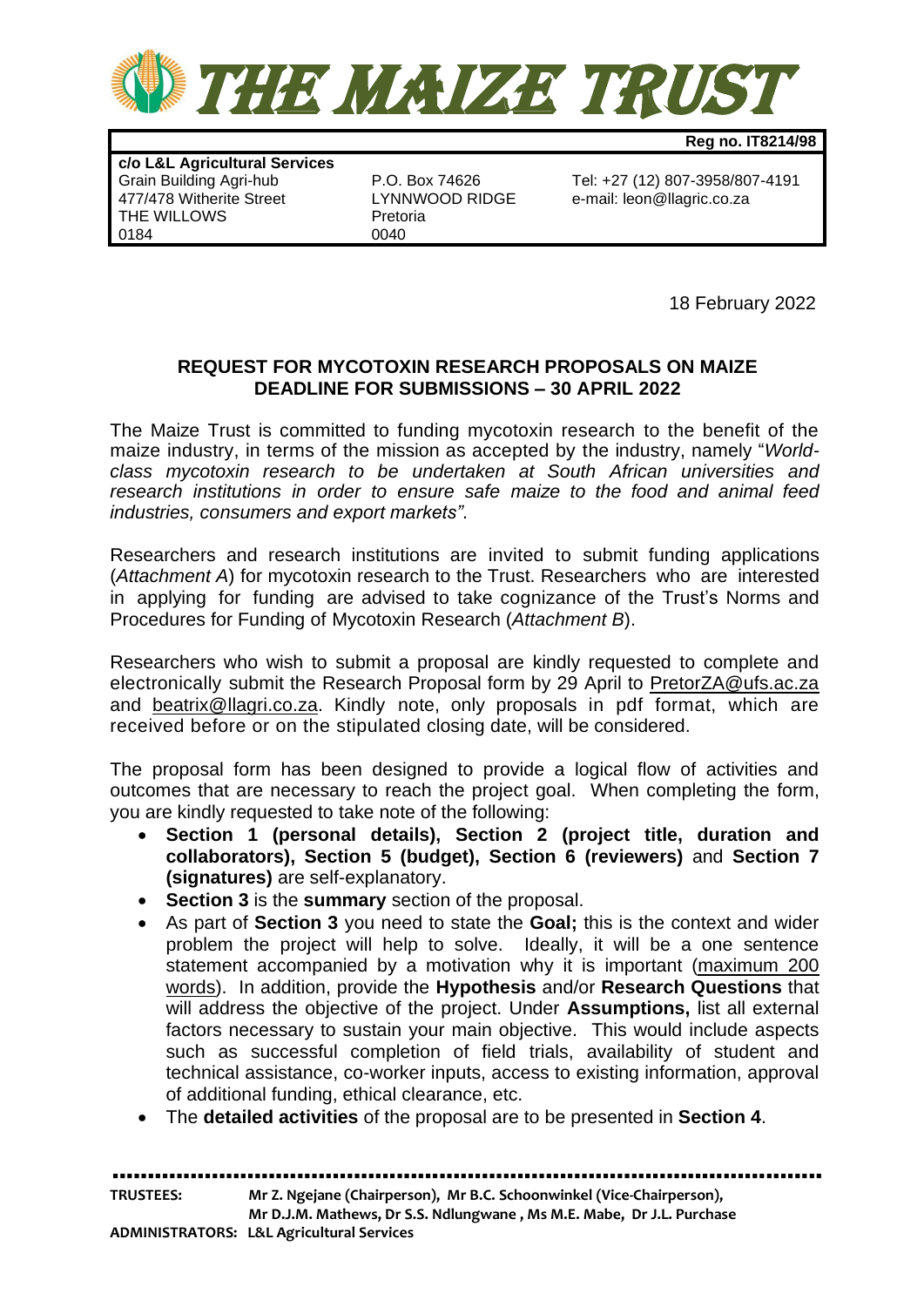# THE MAIZE TRUST

**Reg no. IT8214/98**

| **c/o L&L Agricultural Services** | | |
|---|---|---|
| Grain Building Agri-hub | P.O. Box 74626 | Tel: +27 (12) 807-3958/807-4191 |
| 477/478 Witherite Street | LYNNWOOD RIDGE | e-mail: leon@llagric.co.za |
| THE WILLOWS | Pretoria | |
| 0184 | 0040 | |

18 February 2022

## REQUEST FOR MYCOTOXIN RESEARCH PROPOSALS ON MAIZE
## DEADLINE FOR SUBMISSIONS – 30 APRIL 2022

The Maize Trust is committed to funding mycotoxin research to the benefit of the maize industry, in terms of the mission as accepted by the industry, namely "*World-class mycotoxin research to be undertaken at South African universities and research institutions in order to ensure safe maize to the food and animal feed industries, consumers and export markets"*.

Researchers and research institutions are invited to submit funding applications (*Attachment A*) for mycotoxin research to the Trust. Researchers who are interested in applying for funding are advised to take cognizance of the Trust's Norms and Procedures for Funding of Mycotoxin Research (*Attachment B*).

Researchers who wish to submit a proposal are kindly requested to complete and electronically submit the Research Proposal form by 29 April to PretorZA@ufs.ac.za and beatrix@llagri.co.za. Kindly note, only proposals in pdf format, which are received before or on the stipulated closing date, will be considered.

The proposal form has been designed to provide a logical flow of activities and outcomes that are necessary to reach the project goal. When completing the form, you are kindly requested to take note of the following:

- **Section 1 (personal details), Section 2 (project title, duration and collaborators), Section 5 (budget), Section 6 (reviewers)** and **Section 7 (signatures)** are self-explanatory.
- **Section 3** is the **summary** section of the proposal.
- As part of **Section 3** you need to state the **Goal;** this is the context and wider problem the project will help to solve. Ideally, it will be a one sentence statement accompanied by a motivation why it is important (maximum 200 words). In addition, provide the **Hypothesis** and/or **Research Questions** that will address the objective of the project. Under **Assumptions,** list all external factors necessary to sustain your main objective. This would include aspects such as successful completion of field trials, availability of student and technical assistance, co-worker inputs, access to existing information, approval of additional funding, ethical clearance, etc.
- The **detailed activities** of the proposal are to be presented in **Section 4**.

**TRUSTEES:** Mr Z. Ngejane (Chairperson), Mr B.C. Schoonwinkel (Vice-Chairperson), Mr D.J.M. Mathews, Dr S.S. Ndlungwane , Ms M.E. Mabe, Dr J.L. Purchase
**ADMINISTRATORS:** L&L Agricultural Services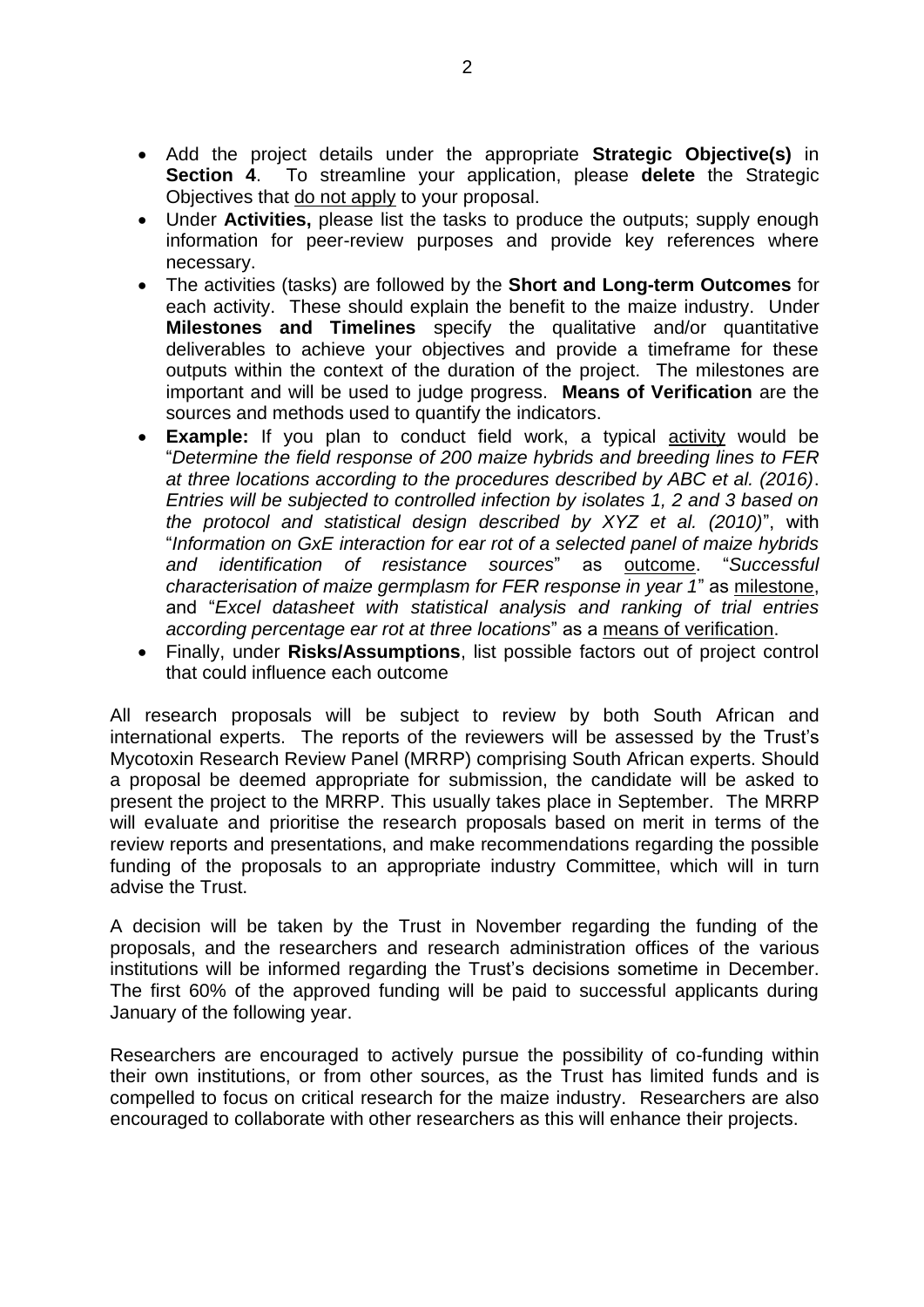- Add the project details under the appropriate **Strategic Objective(s)** in **Section 4**. To streamline your application, please **delete** the Strategic Objectives that do not apply to your proposal.
- Under **Activities,** please list the tasks to produce the outputs; supply enough information for peer-review purposes and provide key references where necessary.
- The activities (tasks) are followed by the **Short and Long-term Outcomes** for each activity. These should explain the benefit to the maize industry. Under **Milestones and Timelines** specify the qualitative and/or quantitative deliverables to achieve your objectives and provide a timeframe for these outputs within the context of the duration of the project. The milestones are important and will be used to judge progress. **Means of Verification** are the sources and methods used to quantify the indicators.
- **Example:** If you plan to conduct field work, a typical activity would be "*Determine the field response of 200 maize hybrids and breeding lines to FER at three locations according to the procedures described by ABC et al. (2016)*. *Entries will be subjected to controlled infection by isolates 1, 2 and 3 based on the protocol and statistical design described by XYZ et al. (2010)*", with "*Information on GxE interaction for ear rot of a selected panel of maize hybrids and identification of resistance sources*" as outcome. "*Successful characterisation of maize germplasm for FER response in year 1*" as milestone, and "*Excel datasheet with statistical analysis and ranking of trial entries according percentage ear rot at three locations*" as a means of verification.
- Finally, under **Risks/Assumptions**, list possible factors out of project control that could influence each outcome

All research proposals will be subject to review by both South African and international experts. The reports of the reviewers will be assessed by the Trust's Mycotoxin Research Review Panel (MRRP) comprising South African experts. Should a proposal be deemed appropriate for submission, the candidate will be asked to present the project to the MRRP. This usually takes place in September. The MRRP will evaluate and prioritise the research proposals based on merit in terms of the review reports and presentations, and make recommendations regarding the possible funding of the proposals to an appropriate industry Committee, which will in turn advise the Trust.

A decision will be taken by the Trust in November regarding the funding of the proposals, and the researchers and research administration offices of the various institutions will be informed regarding the Trust's decisions sometime in December. The first 60% of the approved funding will be paid to successful applicants during January of the following year.

Researchers are encouraged to actively pursue the possibility of co-funding within their own institutions, or from other sources, as the Trust has limited funds and is compelled to focus on critical research for the maize industry. Researchers are also encouraged to collaborate with other researchers as this will enhance their projects.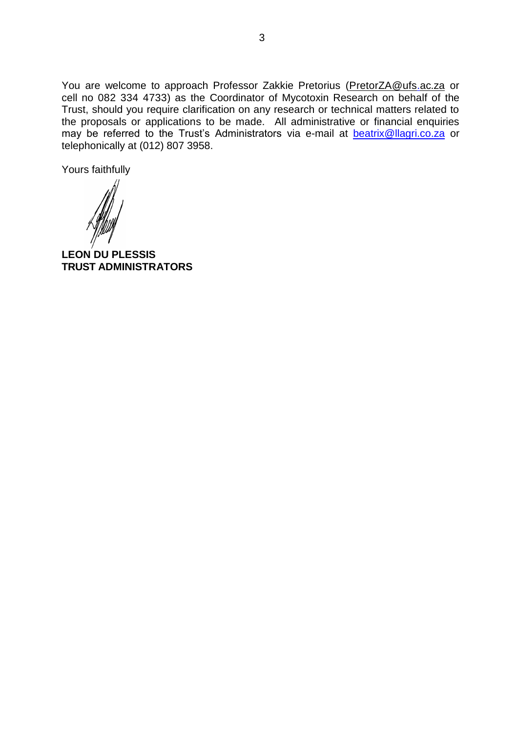You are welcome to approach Professor Zakkie Pretorius (PretorZA@ufs.ac.za or cell no 082 334 4733) as the Coordinator of Mycotoxin Research on behalf of the Trust, should you require clarification on any research or technical matters related to the proposals or applications to be made. All administrative or financial enquiries may be referred to the Trust's Administrators via e-mail at beatrix@llagri.co.za or telephonically at (012) 807 3958.

Yours faithfully

**LEON DU PLESSIS**
**TRUST ADMINISTRATORS**